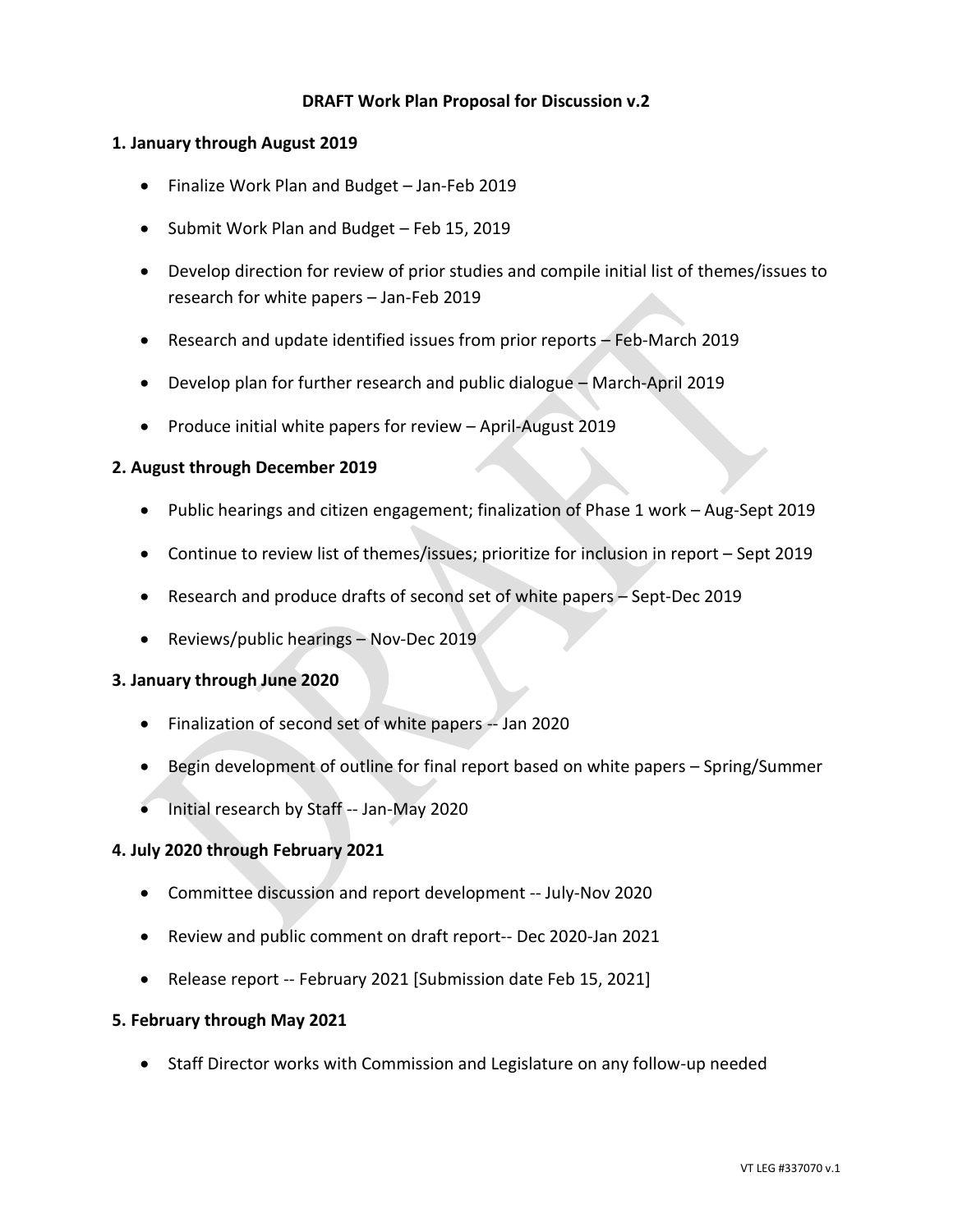# DRAFT Work Plan Proposal for Discussion v.2

## 1. January through August 2019

- Finalize Work Plan and Budget – Jan-Feb 2019
- Submit Work Plan and Budget – Feb 15, 2019
- Develop direction for review of prior studies and compile initial list of themes/issues to research for white papers – Jan-Feb 2019
- Research and update identified issues from prior reports – Feb-March 2019
- Develop plan for further research and public dialogue – March-April 2019
- Produce initial white papers for review – April-August 2019

## 2. August through December 2019

- Public hearings and citizen engagement; finalization of Phase 1 work – Aug-Sept 2019
- Continue to review list of themes/issues; prioritize for inclusion in report – Sept 2019
- Research and produce drafts of second set of white papers – Sept-Dec 2019
- Reviews/public hearings – Nov-Dec 2019

## 3. January through June 2020

- Finalization of second set of white papers -- Jan 2020
- Begin development of outline for final report based on white papers – Spring/Summer
- Initial research by Staff -- Jan-May 2020

## 4. July 2020 through February 2021

- Committee discussion and report development -- July-Nov 2020
- Review and public comment on draft report-- Dec 2020-Jan 2021
- Release report -- February 2021 [Submission date Feb 15, 2021]

## 5. February through May 2021

- Staff Director works with Commission and Legislature on any follow-up needed

VT LEG #337070 v.1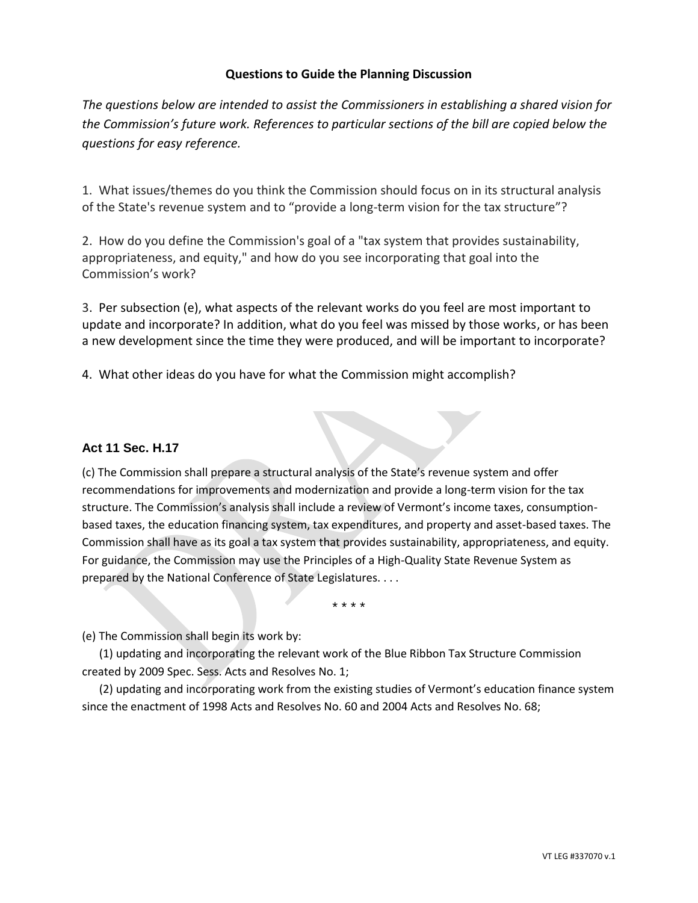**Questions to Guide the Planning Discussion**

*The questions below are intended to assist the Commissioners in establishing a shared vision for the Commission's future work. References to particular sections of the bill are copied below the questions for easy reference.*

1. What issues/themes do you think the Commission should focus on in its structural analysis of the State's revenue system and to "provide a long-term vision for the tax structure"?

2. How do you define the Commission's goal of a "tax system that provides sustainability, appropriateness, and equity," and how do you see incorporating that goal into the Commission's work?

3. Per subsection (e), what aspects of the relevant works do you feel are most important to update and incorporate? In addition, what do you feel was missed by those works, or has been a new development since the time they were produced, and will be important to incorporate?

4. What other ideas do you have for what the Commission might accomplish?

### Act 11 Sec. H.17

(c) The Commission shall prepare a structural analysis of the State's revenue system and offer recommendations for improvements and modernization and provide a long-term vision for the tax structure. The Commission's analysis shall include a review of Vermont's income taxes, consumption-based taxes, the education financing system, tax expenditures, and property and asset-based taxes. The Commission shall have as its goal a tax system that provides sustainability, appropriateness, and equity. For guidance, the Commission may use the Principles of a High-Quality State Revenue System as prepared by the National Conference of State Legislatures. . . .

\* \* \* \*

(e) The Commission shall begin its work by:

(1) updating and incorporating the relevant work of the Blue Ribbon Tax Structure Commission created by 2009 Spec. Sess. Acts and Resolves No. 1;

(2) updating and incorporating work from the existing studies of Vermont's education finance system since the enactment of 1998 Acts and Resolves No. 60 and 2004 Acts and Resolves No. 68;